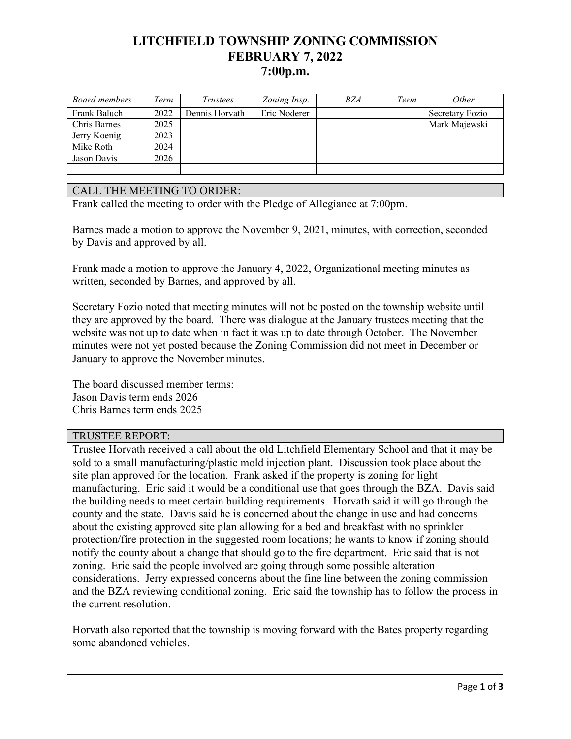# LITCHFIELD TOWNSHIP ZONING COMMISSION
# FEBRUARY 7, 2022
# 7:00p.m.

| *Board members* | *Term* | *Trustees* | *Zoning Insp.* | *BZA* | *Term* | *Other* |
|---|---|---|---|---|---|---|
| Frank Baluch | 2022 | Dennis Horvath | Eric Noderer | | | Secretary Fozio |
| Chris Barnes | 2025 | | | | | Mark Majewski |
| Jerry Koenig | 2023 | | | | | |
| Mike Roth | 2024 | | | | | |
| Jason Davis | 2026 | | | | | |
| | | | | | | |

## CALL THE MEETING TO ORDER:

Frank called the meeting to order with the Pledge of Allegiance at 7:00pm.

Barnes made a motion to approve the November 9, 2021, minutes, with correction, seconded by Davis and approved by all.

Frank made a motion to approve the January 4, 2022, Organizational meeting minutes as written, seconded by Barnes, and approved by all.

Secretary Fozio noted that meeting minutes will not be posted on the township website until they are approved by the board. There was dialogue at the January trustees meeting that the website was not up to date when in fact it was up to date through October. The November minutes were not yet posted because the Zoning Commission did not meet in December or January to approve the November minutes.

The board discussed member terms:
Jason Davis term ends 2026
Chris Barnes term ends 2025

## TRUSTEE REPORT:

Trustee Horvath received a call about the old Litchfield Elementary School and that it may be sold to a small manufacturing/plastic mold injection plant. Discussion took place about the site plan approved for the location. Frank asked if the property is zoning for light manufacturing. Eric said it would be a conditional use that goes through the BZA. Davis said the building needs to meet certain building requirements. Horvath said it will go through the county and the state. Davis said he is concerned about the change in use and had concerns about the existing approved site plan allowing for a bed and breakfast with no sprinkler protection/fire protection in the suggested room locations; he wants to know if zoning should notify the county about a change that should go to the fire department. Eric said that is not zoning. Eric said the people involved are going through some possible alteration considerations. Jerry expressed concerns about the fine line between the zoning commission and the BZA reviewing conditional zoning. Eric said the township has to follow the process in the current resolution.

Horvath also reported that the township is moving forward with the Bates property regarding some abandoned vehicles.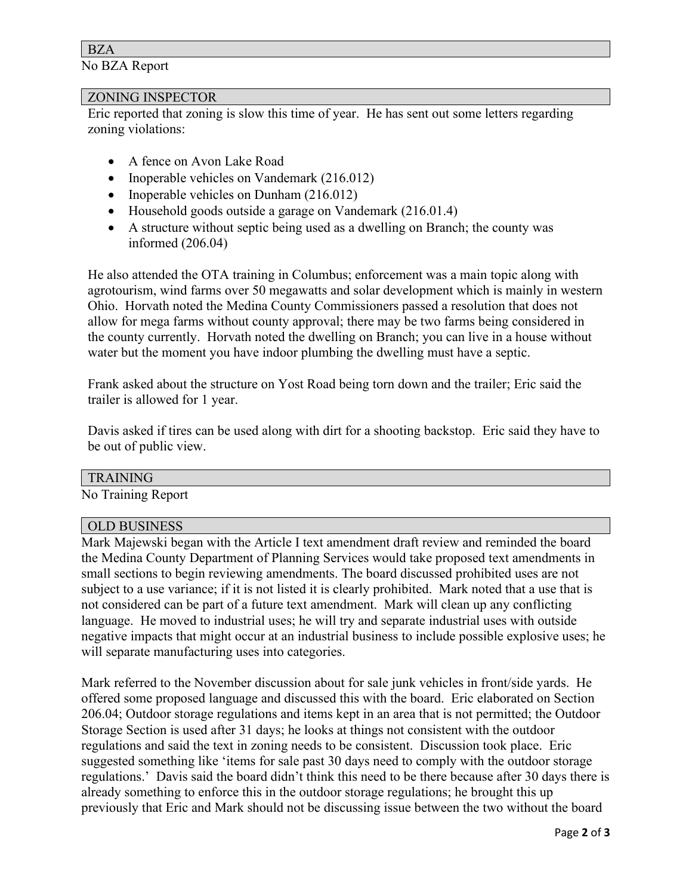## BZA

No BZA Report

## ZONING INSPECTOR

Eric reported that zoning is slow this time of year. He has sent out some letters regarding zoning violations:

- A fence on Avon Lake Road
- Inoperable vehicles on Vandemark (216.012)
- Inoperable vehicles on Dunham (216.012)
- Household goods outside a garage on Vandemark (216.01.4)
- A structure without septic being used as a dwelling on Branch; the county was informed (206.04)

He also attended the OTA training in Columbus; enforcement was a main topic along with agrotourism, wind farms over 50 megawatts and solar development which is mainly in western Ohio. Horvath noted the Medina County Commissioners passed a resolution that does not allow for mega farms without county approval; there may be two farms being considered in the county currently. Horvath noted the dwelling on Branch; you can live in a house without water but the moment you have indoor plumbing the dwelling must have a septic.

Frank asked about the structure on Yost Road being torn down and the trailer; Eric said the trailer is allowed for 1 year.

Davis asked if tires can be used along with dirt for a shooting backstop. Eric said they have to be out of public view.

## TRAINING

No Training Report

## OLD BUSINESS

Mark Majewski began with the Article I text amendment draft review and reminded the board the Medina County Department of Planning Services would take proposed text amendments in small sections to begin reviewing amendments. The board discussed prohibited uses are not subject to a use variance; if it is not listed it is clearly prohibited. Mark noted that a use that is not considered can be part of a future text amendment. Mark will clean up any conflicting language. He moved to industrial uses; he will try and separate industrial uses with outside negative impacts that might occur at an industrial business to include possible explosive uses; he will separate manufacturing uses into categories.

Mark referred to the November discussion about for sale junk vehicles in front/side yards. He offered some proposed language and discussed this with the board. Eric elaborated on Section 206.04; Outdoor storage regulations and items kept in an area that is not permitted; the Outdoor Storage Section is used after 31 days; he looks at things not consistent with the outdoor regulations and said the text in zoning needs to be consistent. Discussion took place. Eric suggested something like 'items for sale past 30 days need to comply with the outdoor storage regulations.' Davis said the board didn't think this need to be there because after 30 days there is already something to enforce this in the outdoor storage regulations; he brought this up previously that Eric and Mark should not be discussing issue between the two without the board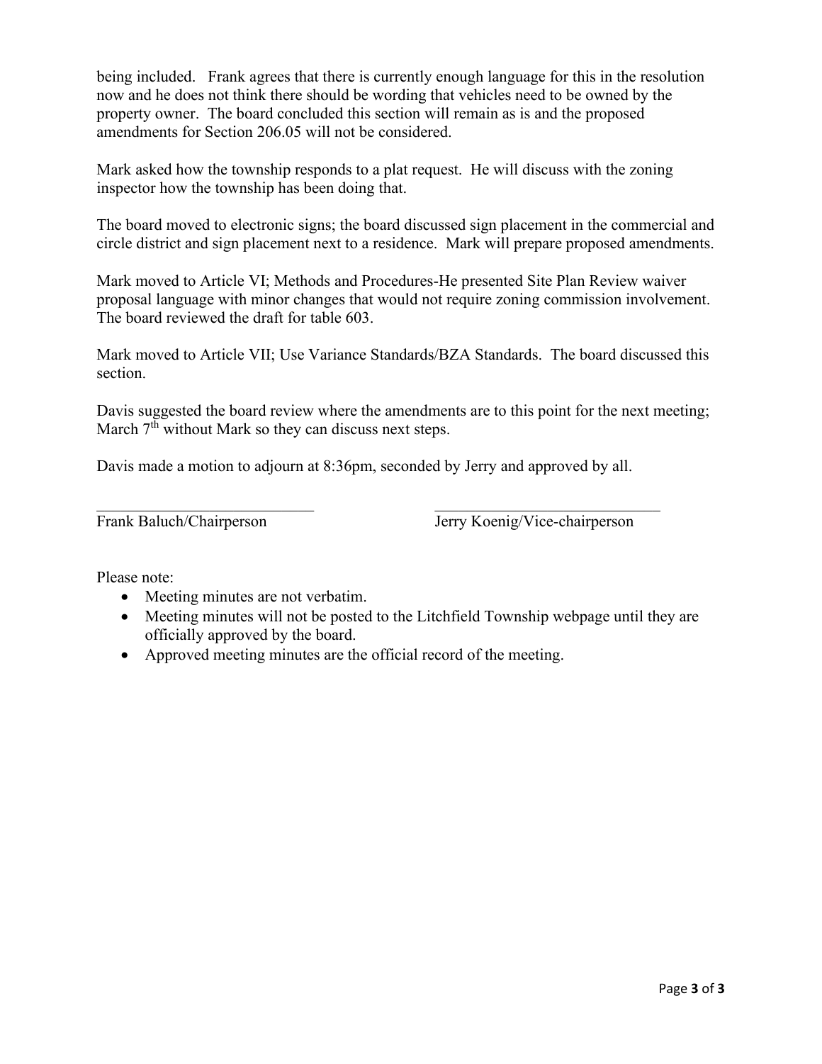being included. Frank agrees that there is currently enough language for this in the resolution now and he does not think there should be wording that vehicles need to be owned by the property owner. The board concluded this section will remain as is and the proposed amendments for Section 206.05 will not be considered.

Mark asked how the township responds to a plat request. He will discuss with the zoning inspector how the township has been doing that.

The board moved to electronic signs; the board discussed sign placement in the commercial and circle district and sign placement next to a residence. Mark will prepare proposed amendments.

Mark moved to Article VI; Methods and Procedures-He presented Site Plan Review waiver proposal language with minor changes that would not require zoning commission involvement. The board reviewed the draft for table 603.

Mark moved to Article VII; Use Variance Standards/BZA Standards. The board discussed this section.

Davis suggested the board review where the amendments are to this point for the next meeting; March 7th without Mark so they can discuss next steps.

Davis made a motion to adjourn at 8:36pm, seconded by Jerry and approved by all.

\_\_\_\_\_\_\_\_\_\_\_\_\_\_\_\_\_\_\_\_\_\_\_\_\_\_\_\_ \_\_\_\_\_\_\_\_\_\_\_\_\_\_\_\_\_\_\_\_\_\_\_\_\_\_\_\_

Frank Baluch/Chairperson Jerry Koenig/Vice-chairperson

Please note:

- Meeting minutes are not verbatim.
- Meeting minutes will not be posted to the Litchfield Township webpage until they are officially approved by the board.
- Approved meeting minutes are the official record of the meeting.